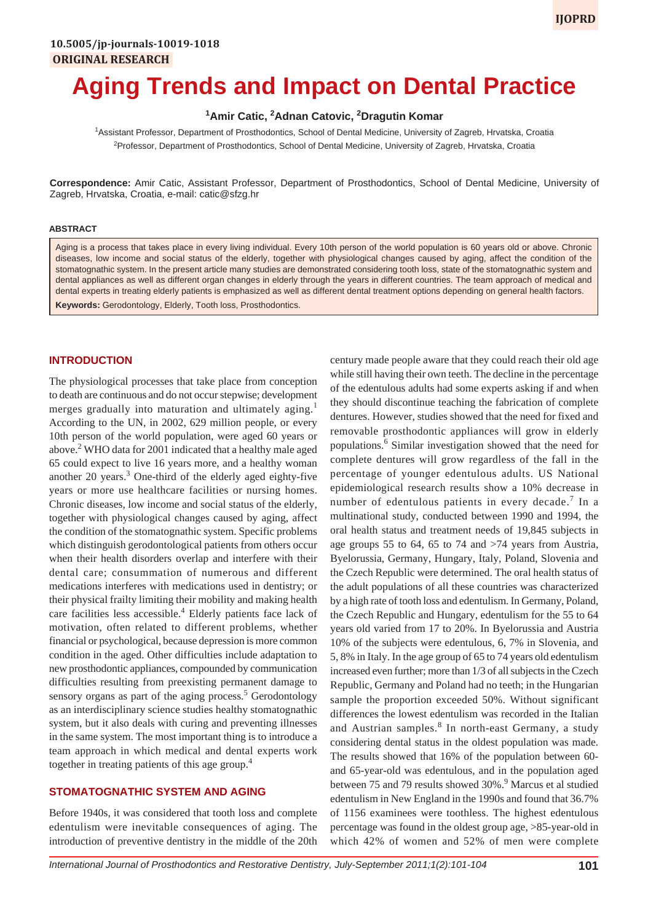10.5005/jp-journals-10019-1018

**ORIGINAL RESEARCH**

# Aging Trends and Impact on Dental Practice

**[1]Amir Catic, [2]Adnan Catovic, [2]Dragutin Komar**

[1]Assistant Professor, Department of Prosthodontics, School of Dental Medicine, University of Zagreb, Hrvatska, Croatia

[2]Professor, Department of Prosthodontics, School of Dental Medicine, University of Zagreb, Hrvatska, Croatia

**Correspondence:** Amir Catic, Assistant Professor, Department of Prosthodontics, School of Dental Medicine, University of Zagreb, Hrvatska, Croatia, e-mail: catic@sfzg.hr

### ABSTRACT

Aging is a process that takes place in every living individual. Every 10th person of the world population is 60 years old or above. Chronic diseases, low income and social status of the elderly, together with physiological changes caused by aging, affect the condition of the stomatognathic system. In the present article many studies are demonstrated considering tooth loss, state of the stomatognathic system and dental appliances as well as different organ changes in elderly through the years in different countries. The team approach of medical and dental experts in treating elderly patients is emphasized as well as different dental treatment options depending on general health factors.

**Keywords:** Gerodontology, Elderly, Tooth loss, Prosthodontics.

## INTRODUCTION

The physiological processes that take place from conception to death are continuous and do not occur stepwise; development merges gradually into maturation and ultimately aging.[1] According to the UN, in 2002, 629 million people, or every 10th person of the world population, were aged 60 years or above.[2] WHO data for 2001 indicated that a healthy male aged 65 could expect to live 16 years more, and a healthy woman another 20 years.[3] One-third of the elderly aged eighty-five years or more use healthcare facilities or nursing homes. Chronic diseases, low income and social status of the elderly, together with physiological changes caused by aging, affect the condition of the stomatognathic system. Specific problems which distinguish gerodontological patients from others occur when their health disorders overlap and interfere with their dental care; consummation of numerous and different medications interferes with medications used in dentistry; or their physical frailty limiting their mobility and making health care facilities less accessible.[4] Elderly patients face lack of motivation, often related to different problems, whether financial or psychological, because depression is more common condition in the aged. Other difficulties include adaptation to new prosthodontic appliances, compounded by communication difficulties resulting from preexisting permanent damage to sensory organs as part of the aging process.[5] Gerodontology as an interdisciplinary science studies healthy stomatognathic system, but it also deals with curing and preventing illnesses in the same system. The most important thing is to introduce a team approach in which medical and dental experts work together in treating patients of this age group.[4]

## STOMATOGNATHIC SYSTEM AND AGING

Before 1940s, it was considered that tooth loss and complete edentulism were inevitable consequences of aging. The introduction of preventive dentistry in the middle of the 20th century made people aware that they could reach their old age while still having their own teeth. The decline in the percentage of the edentulous adults had some experts asking if and when they should discontinue teaching the fabrication of complete dentures. However, studies showed that the need for fixed and removable prosthodontic appliances will grow in elderly populations.[6] Similar investigation showed that the need for complete dentures will grow regardless of the fall in the percentage of younger edentulous adults. US National epidemiological research results show a 10% decrease in number of edentulous patients in every decade.[7] In a multinational study, conducted between 1990 and 1994, the oral health status and treatment needs of 19,845 subjects in age groups 55 to 64, 65 to 74 and >74 years from Austria, Byelorussia, Germany, Hungary, Italy, Poland, Slovenia and the Czech Republic were determined. The oral health status of the adult populations of all these countries was characterized by a high rate of tooth loss and edentulism. In Germany, Poland, the Czech Republic and Hungary, edentulism for the 55 to 64 years old varied from 17 to 20%. In Byelorussia and Austria 10% of the subjects were edentulous, 6, 7% in Slovenia, and 5, 8% in Italy. In the age group of 65 to 74 years old edentulism increased even further; more than 1/3 of all subjects in the Czech Republic, Germany and Poland had no teeth; in the Hungarian sample the proportion exceeded 50%. Without significant differences the lowest edentulism was recorded in the Italian and Austrian samples.[8] In north-east Germany, a study considering dental status in the oldest population was made. The results showed that 16% of the population between 60- and 65-year-old was edentulous, and in the population aged between 75 and 79 results showed 30%.[9] Marcus et al studied edentulism in New England in the 1990s and found that 36.7% of 1156 examinees were toothless. The highest edentulous percentage was found in the oldest group age, >85-year-old in which 42% of women and 52% of men were complete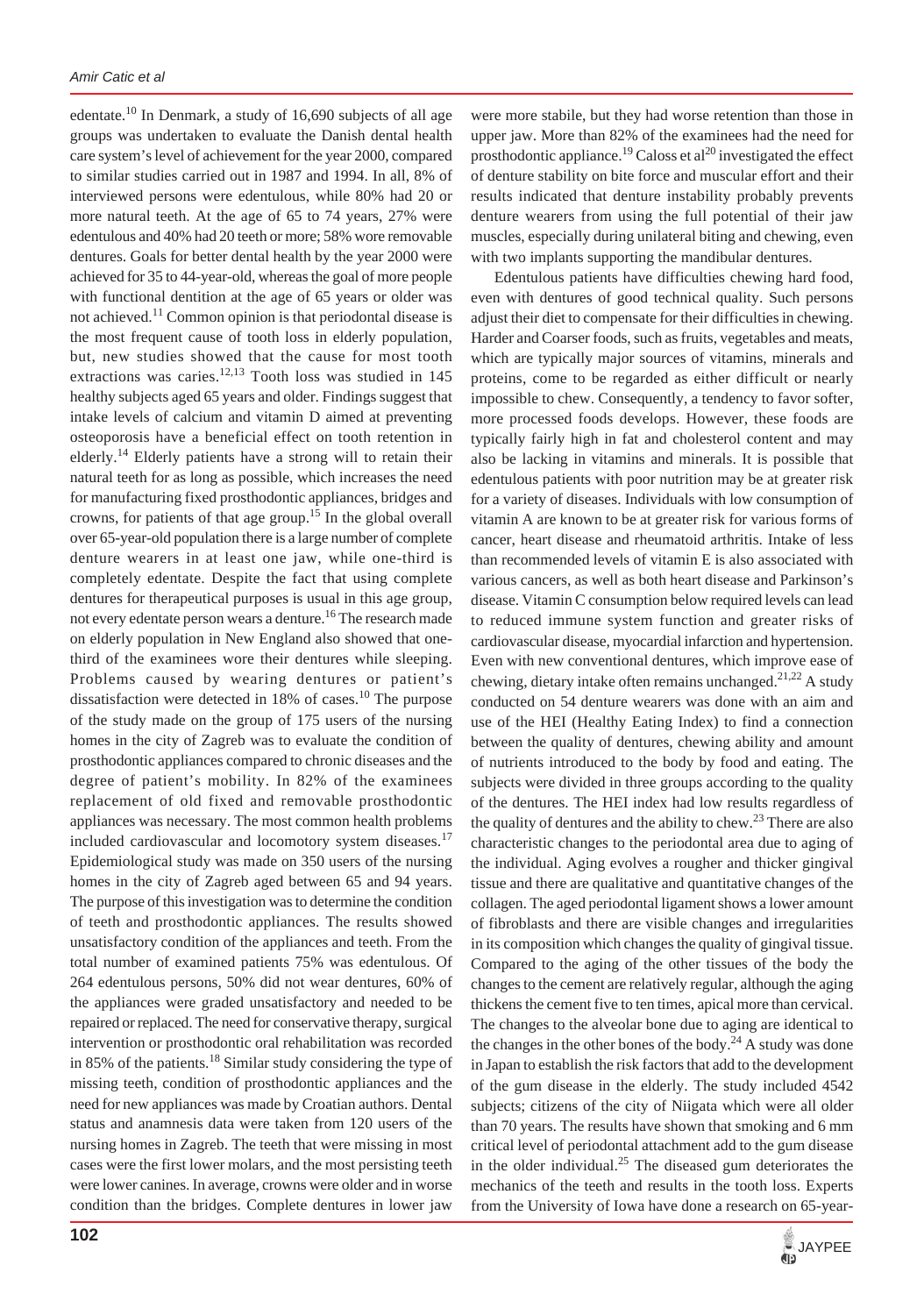edentate.[10] In Denmark, a study of 16,690 subjects of all age groups was undertaken to evaluate the Danish dental health care system's level of achievement for the year 2000, compared to similar studies carried out in 1987 and 1994. In all, 8% of interviewed persons were edentulous, while 80% had 20 or more natural teeth. At the age of 65 to 74 years, 27% were edentulous and 40% had 20 teeth or more; 58% wore removable dentures. Goals for better dental health by the year 2000 were achieved for 35 to 44-year-old, whereas the goal of more people with functional dentition at the age of 65 years or older was not achieved.[11] Common opinion is that periodontal disease is the most frequent cause of tooth loss in elderly population, but, new studies showed that the cause for most tooth extractions was caries.[12,13] Tooth loss was studied in 145 healthy subjects aged 65 years and older. Findings suggest that intake levels of calcium and vitamin D aimed at preventing osteoporosis have a beneficial effect on tooth retention in elderly.[14] Elderly patients have a strong will to retain their natural teeth for as long as possible, which increases the need for manufacturing fixed prosthodontic appliances, bridges and crowns, for patients of that age group.[15] In the global overall over 65-year-old population there is a large number of complete denture wearers in at least one jaw, while one-third is completely edentate. Despite the fact that using complete dentures for therapeutical purposes is usual in this age group, not every edentate person wears a denture.[16] The research made on elderly population in New England also showed that one-third of the examinees wore their dentures while sleeping. Problems caused by wearing dentures or patient's dissatisfaction were detected in 18% of cases.[10] The purpose of the study made on the group of 175 users of the nursing homes in the city of Zagreb was to evaluate the condition of prosthodontic appliances compared to chronic diseases and the degree of patient's mobility. In 82% of the examinees replacement of old fixed and removable prosthodontic appliances was necessary. The most common health problems included cardiovascular and locomotory system diseases.[17] Epidemiological study was made on 350 users of the nursing homes in the city of Zagreb aged between 65 and 94 years. The purpose of this investigation was to determine the condition of teeth and prosthodontic appliances. The results showed unsatisfactory condition of the appliances and teeth. From the total number of examined patients 75% was edentulous. Of 264 edentulous persons, 50% did not wear dentures, 60% of the appliances were graded unsatisfactory and needed to be repaired or replaced. The need for conservative therapy, surgical intervention or prosthodontic oral rehabilitation was recorded in 85% of the patients.[18] Similar study considering the type of missing teeth, condition of prosthodontic appliances and the need for new appliances was made by Croatian authors. Dental status and anamnesis data were taken from 120 users of the nursing homes in Zagreb. The teeth that were missing in most cases were the first lower molars, and the most persisting teeth were lower canines. In average, crowns were older and in worse condition than the bridges. Complete dentures in lower jaw were more stabile, but they had worse retention than those in upper jaw. More than 82% of the examinees had the need for prosthodontic appliance.[19] Caloss et al[20] investigated the effect of denture stability on bite force and muscular effort and their results indicated that denture instability probably prevents denture wearers from using the full potential of their jaw muscles, especially during unilateral biting and chewing, even with two implants supporting the mandibular dentures.

Edentulous patients have difficulties chewing hard food, even with dentures of good technical quality. Such persons adjust their diet to compensate for their difficulties in chewing. Harder and Coarser foods, such as fruits, vegetables and meats, which are typically major sources of vitamins, minerals and proteins, come to be regarded as either difficult or nearly impossible to chew. Consequently, a tendency to favor softer, more processed foods develops. However, these foods are typically fairly high in fat and cholesterol content and may also be lacking in vitamins and minerals. It is possible that edentulous patients with poor nutrition may be at greater risk for a variety of diseases. Individuals with low consumption of vitamin A are known to be at greater risk for various forms of cancer, heart disease and rheumatoid arthritis. Intake of less than recommended levels of vitamin E is also associated with various cancers, as well as both heart disease and Parkinson's disease. Vitamin C consumption below required levels can lead to reduced immune system function and greater risks of cardiovascular disease, myocardial infarction and hypertension. Even with new conventional dentures, which improve ease of chewing, dietary intake often remains unchanged.[21,22] A study conducted on 54 denture wearers was done with an aim and use of the HEI (Healthy Eating Index) to find a connection between the quality of dentures, chewing ability and amount of nutrients introduced to the body by food and eating. The subjects were divided in three groups according to the quality of the dentures. The HEI index had low results regardless of the quality of dentures and the ability to chew.[23] There are also characteristic changes to the periodontal area due to aging of the individual. Aging evolves a rougher and thicker gingival tissue and there are qualitative and quantitative changes of the collagen. The aged periodontal ligament shows a lower amount of fibroblasts and there are visible changes and irregularities in its composition which changes the quality of gingival tissue. Compared to the aging of the other tissues of the body the changes to the cement are relatively regular, although the aging thickens the cement five to ten times, apical more than cervical. The changes to the alveolar bone due to aging are identical to the changes in the other bones of the body.[24] A study was done in Japan to establish the risk factors that add to the development of the gum disease in the elderly. The study included 4542 subjects; citizens of the city of Niigata which were all older than 70 years. The results have shown that smoking and 6 mm critical level of periodontal attachment add to the gum disease in the older individual.[25] The diseased gum deteriorates the mechanics of the teeth and results in the tooth loss. Experts from the University of Iowa have done a research on 65-year-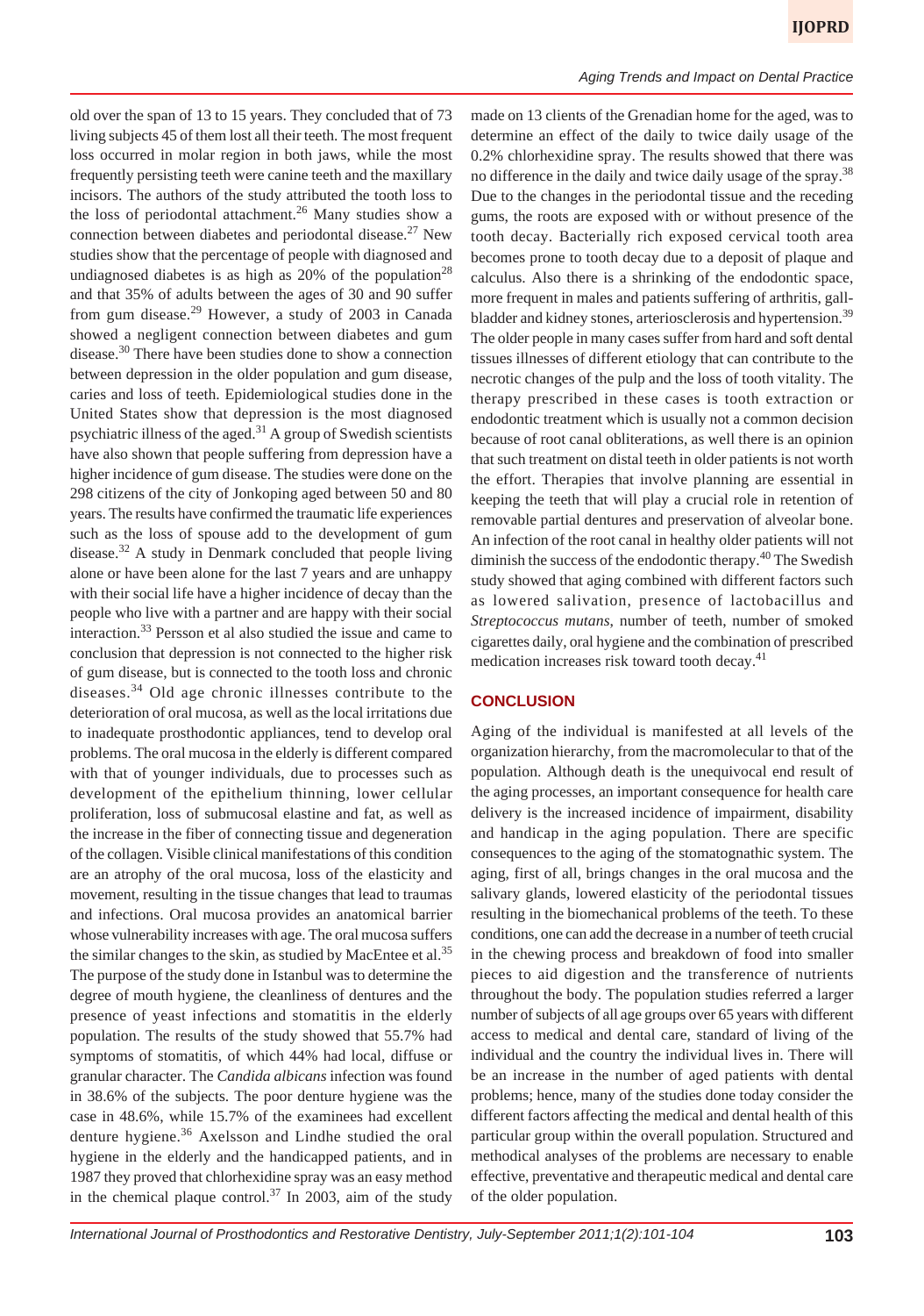old over the span of 13 to 15 years. They concluded that of 73 living subjects 45 of them lost all their teeth. The most frequent loss occurred in molar region in both jaws, while the most frequently persisting teeth were canine teeth and the maxillary incisors. The authors of the study attributed the tooth loss to the loss of periodontal attachment.[26] Many studies show a connection between diabetes and periodontal disease.[27] New studies show that the percentage of people with diagnosed and undiagnosed diabetes is as high as 20% of the population[28] and that 35% of adults between the ages of 30 and 90 suffer from gum disease.[29] However, a study of 2003 in Canada showed a negligent connection between diabetes and gum disease.[30] There have been studies done to show a connection between depression in the older population and gum disease, caries and loss of teeth. Epidemiological studies done in the United States show that depression is the most diagnosed psychiatric illness of the aged.[31] A group of Swedish scientists have also shown that people suffering from depression have a higher incidence of gum disease. The studies were done on the 298 citizens of the city of Jonkoping aged between 50 and 80 years. The results have confirmed the traumatic life experiences such as the loss of spouse add to the development of gum disease.[32] A study in Denmark concluded that people living alone or have been alone for the last 7 years and are unhappy with their social life have a higher incidence of decay than the people who live with a partner and are happy with their social interaction.[33] Persson et al also studied the issue and came to conclusion that depression is not connected to the higher risk of gum disease, but is connected to the tooth loss and chronic diseases.[34] Old age chronic illnesses contribute to the deterioration of oral mucosa, as well as the local irritations due to inadequate prosthodontic appliances, tend to develop oral problems. The oral mucosa in the elderly is different compared with that of younger individuals, due to processes such as development of the epithelium thinning, lower cellular proliferation, loss of submucosal elastine and fat, as well as the increase in the fiber of connecting tissue and degeneration of the collagen. Visible clinical manifestations of this condition are an atrophy of the oral mucosa, loss of the elasticity and movement, resulting in the tissue changes that lead to traumas and infections. Oral mucosa provides an anatomical barrier whose vulnerability increases with age. The oral mucosa suffers the similar changes to the skin, as studied by MacEntee et al.[35] The purpose of the study done in Istanbul was to determine the degree of mouth hygiene, the cleanliness of dentures and the presence of yeast infections and stomatitis in the elderly population. The results of the study showed that 55.7% had symptoms of stomatitis, of which 44% had local, diffuse or granular character. The *Candida albicans* infection was found in 38.6% of the subjects. The poor denture hygiene was the case in 48.6%, while 15.7% of the examinees had excellent denture hygiene.[36] Axelsson and Lindhe studied the oral hygiene in the elderly and the handicapped patients, and in 1987 they proved that chlorhexidine spray was an easy method in the chemical plaque control.[37] In 2003, aim of the study made on 13 clients of the Grenadian home for the aged, was to determine an effect of the daily to twice daily usage of the 0.2% chlorhexidine spray. The results showed that there was no difference in the daily and twice daily usage of the spray.[38] Due to the changes in the periodontal tissue and the receding gums, the roots are exposed with or without presence of the tooth decay. Bacterially rich exposed cervical tooth area becomes prone to tooth decay due to a deposit of plaque and calculus. Also there is a shrinking of the endodontic space, more frequent in males and patients suffering of arthritis, gall-bladder and kidney stones, arteriosclerosis and hypertension.[39] The older people in many cases suffer from hard and soft dental tissues illnesses of different etiology that can contribute to the necrotic changes of the pulp and the loss of tooth vitality. The therapy prescribed in these cases is tooth extraction or endodontic treatment which is usually not a common decision because of root canal obliterations, as well there is an opinion that such treatment on distal teeth in older patients is not worth the effort. Therapies that involve planning are essential in keeping the teeth that will play a crucial role in retention of removable partial dentures and preservation of alveolar bone. An infection of the root canal in healthy older patients will not diminish the success of the endodontic therapy.[40] The Swedish study showed that aging combined with different factors such as lowered salivation, presence of lactobacillus and *Streptococcus mutans*, number of teeth, number of smoked cigarettes daily, oral hygiene and the combination of prescribed medication increases risk toward tooth decay.[41]

## CONCLUSION

Aging of the individual is manifested at all levels of the organization hierarchy, from the macromolecular to that of the population. Although death is the unequivocal end result of the aging processes, an important consequence for health care delivery is the increased incidence of impairment, disability and handicap in the aging population. There are specific consequences to the aging of the stomatognathic system. The aging, first of all, brings changes in the oral mucosa and the salivary glands, lowered elasticity of the periodontal tissues resulting in the biomechanical problems of the teeth. To these conditions, one can add the decrease in a number of teeth crucial in the chewing process and breakdown of food into smaller pieces to aid digestion and the transference of nutrients throughout the body. The population studies referred a larger number of subjects of all age groups over 65 years with different access to medical and dental care, standard of living of the individual and the country the individual lives in. There will be an increase in the number of aged patients with dental problems; hence, many of the studies done today consider the different factors affecting the medical and dental health of this particular group within the overall population. Structured and methodical analyses of the problems are necessary to enable effective, preventative and therapeutic medical and dental care of the older population.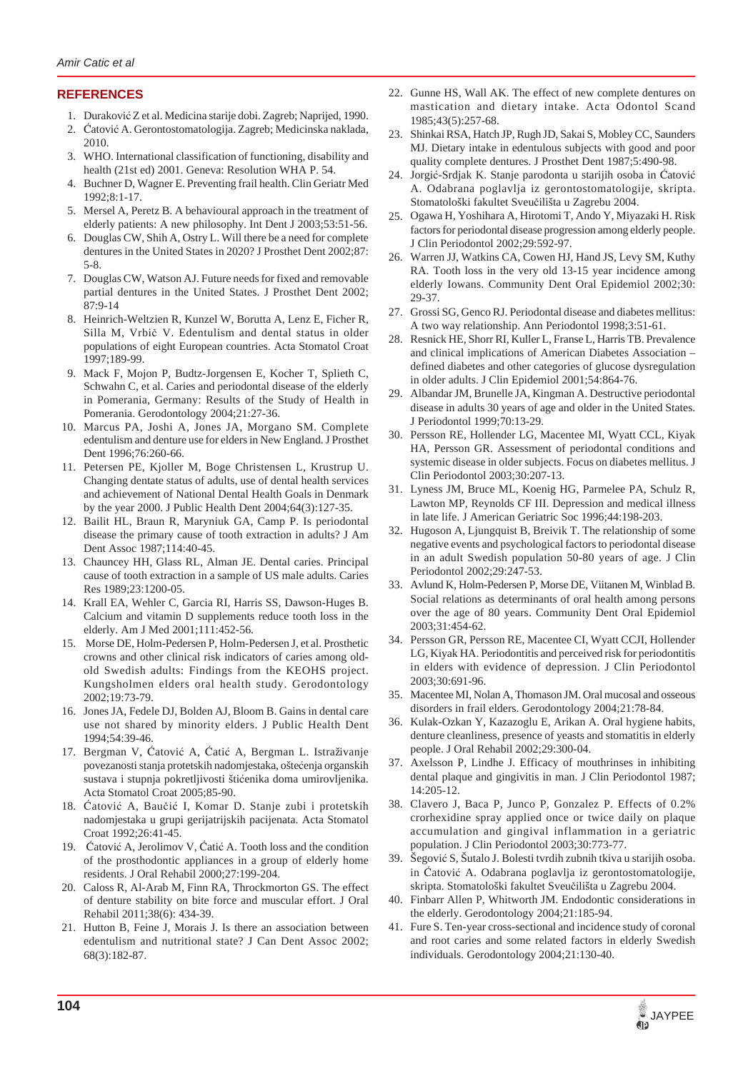## REFERENCES

1. Duraković Z et al. Medicina starije dobi. Zagreb; Naprijed, 1990.
2. Ćatović A. Gerontostomatologija. Zagreb; Medicinska naklada, 2010.
3. WHO. International classification of functioning, disability and health (21st ed) 2001. Geneva: Resolution WHA P. 54.
4. Buchner D, Wagner E. Preventing frail health. Clin Geriatr Med 1992;8:1-17.
5. Mersel A, Peretz B. A behavioural approach in the treatment of elderly patients: A new philosophy. Int Dent J 2003;53:51-56.
6. Douglas CW, Shih A, Ostry L. Will there be a need for complete dentures in the United States in 2020? J Prosthet Dent 2002;87: 5-8.
7. Douglas CW, Watson AJ. Future needs for fixed and removable partial dentures in the United States. J Prosthet Dent 2002; 87:9-14
8. Heinrich-Weltzien R, Kunzel W, Borutta A, Lenz E, Ficher R, Silla M, Vrbič V. Edentulism and dental status in older populations of eight European countries. Acta Stomatol Croat 1997;189-99.
9. Mack F, Mojon P, Budtz-Jorgensen E, Kocher T, Splieth C, Schwahn C, et al. Caries and periodontal disease of the elderly in Pomerania, Germany: Results of the Study of Health in Pomerania. Gerodontology 2004;21:27-36.
10. Marcus PA, Joshi A, Jones JA, Morgano SM. Complete edentulism and denture use for elders in New England. J Prosthet Dent 1996;76:260-66.
11. Petersen PE, Kjoller M, Boge Christensen L, Krustrup U. Changing dentate status of adults, use of dental health services and achievement of National Dental Health Goals in Denmark by the year 2000. J Public Health Dent 2004;64(3):127-35.
12. Bailit HL, Braun R, Maryniuk GA, Camp P. Is periodontal disease the primary cause of tooth extraction in adults? J Am Dent Assoc 1987;114:40-45.
13. Chauncey HH, Glass RL, Alman JE. Dental caries. Principal cause of tooth extraction in a sample of US male adults. Caries Res 1989;23:1200-05.
14. Krall EA, Wehler C, Garcia RI, Harris SS, Dawson-Huges B. Calcium and vitamin D supplements reduce tooth loss in the elderly. Am J Med 2001;111:452-56.
15. Morse DE, Holm-Pedersen P, Holm-Pedersen J, et al. Prosthetic crowns and other clinical risk indicators of caries among old-old Swedish adults: Findings from the KEOHS project. Kungsholmen elders oral health study. Gerodontology 2002;19:73-79.
16. Jones JA, Fedele DJ, Bolden AJ, Bloom B. Gains in dental care use not shared by minority elders. J Public Health Dent 1994;54:39-46.
17. Bergman V, Ćatović A, Ćatić A, Bergman L. Istraživanje povezanosti stanja protetskih nadomjestaka, oštećenja organskih sustava i stupnja pokretljivosti štićenika doma umirovljenika. Acta Stomatol Croat 2005;85-90.
18. Ćatović A, Baučić I, Komar D. Stanje zubi i protetskih nadomjestaka u grupi gerijatrijskih pacijenata. Acta Stomatol Croat 1992;26:41-45.
19. Ćatović A, Jerolimov V, Ćatić A. Tooth loss and the condition of the prosthodontic appliances in a group of elderly home residents. J Oral Rehabil 2000;27:199-204.
20. Caloss R, Al-Arab M, Finn RA, Throckmorton GS. The effect of denture stability on bite force and muscular effort. J Oral Rehabil 2011;38(6): 434-39.
21. Hutton B, Feine J, Morais J. Is there an association between edentulism and nutritional state? J Can Dent Assoc 2002; 68(3):182-87.
22. Gunne HS, Wall AK. The effect of new complete dentures on mastication and dietary intake. Acta Odontol Scand 1985;43(5):257-68.
23. Shinkai RSA, Hatch JP, Rugh JD, Sakai S, Mobley CC, Saunders MJ. Dietary intake in edentulous subjects with good and poor quality complete dentures. J Prosthet Dent 1987;5:490-98.
24. Jorgić-Srdjak K. Stanje parodonta u starijih osoba in Ćatović A. Odabrana poglavlja iz gerontostomatologije, skripta. Stomatološki fakultet Sveučilišta u Zagrebu 2004.
25. Ogawa H, Yoshihara A, Hirotomi T, Ando Y, Miyazaki H. Risk factors for periodontal disease progression among elderly people. J Clin Periodontol 2002;29:592-97.
26. Warren JJ, Watkins CA, Cowen HJ, Hand JS, Levy SM, Kuthy RA. Tooth loss in the very old 13-15 year incidence among elderly Iowans. Community Dent Oral Epidemiol 2002;30: 29-37.
27. Grossi SG, Genco RJ. Periodontal disease and diabetes mellitus: A two way relationship. Ann Periodontol 1998;3:51-61.
28. Resnick HE, Shorr RI, Kuller L, Franse L, Harris TB. Prevalence and clinical implications of American Diabetes Association – defined diabetes and other categories of glucose dysregulation in older adults. J Clin Epidemiol 2001;54:864-76.
29. Albandar JM, Brunelle JA, Kingman A. Destructive periodontal disease in adults 30 years of age and older in the United States. J Periodontol 1999;70:13-29.
30. Persson RE, Hollender LG, Macentee MI, Wyatt CCL, Kiyak HA, Persson GR. Assessment of periodontal conditions and systemic disease in older subjects. Focus on diabetes mellitus. J Clin Periodontol 2003;30:207-13.
31. Lyness JM, Bruce ML, Koenig HG, Parmelee PA, Schulz R, Lawton MP, Reynolds CF III. Depression and medical illness in late life. J American Geriatric Soc 1996;44:198-203.
32. Hugoson A, Ljungquist B, Breivik T. The relationship of some negative events and psychological factors to periodontal disease in an adult Swedish population 50-80 years of age. J Clin Periodontol 2002;29:247-53.
33. Avlund K, Holm-Pedersen P, Morse DE, Viitanen M, Winblad B. Social relations as determinants of oral health among persons over the age of 80 years. Community Dent Oral Epidemiol 2003;31:454-62.
34. Persson GR, Persson RE, Macentee CI, Wyatt CCJI, Hollender LG, Kiyak HA. Periodontitis and perceived risk for periodontitis in elders with evidence of depression. J Clin Periodontol 2003;30:691-96.
35. Macentee MI, Nolan A, Thomason JM. Oral mucosal and osseous disorders in frail elders. Gerodontology 2004;21:78-84.
36. Kulak-Ozkan Y, Kazazoglu E, Arikan A. Oral hygiene habits, denture cleanliness, presence of yeasts and stomatitis in elderly people. J Oral Rehabil 2002;29:300-04.
37. Axelsson P, Lindhe J. Efficacy of mouthrinses in inhibiting dental plaque and gingivitis in man. J Clin Periodontol 1987; 14:205-12.
38. Clavero J, Baca P, Junco P, Gonzalez P. Effects of 0.2% crorhexidine spray applied once or twice daily on plaque accumulation and gingival inflammation in a geriatric population. J Clin Periodontol 2003;30:773-77.
39. Šegović S, Šutalo J. Bolesti tvrdih zubnih tkiva u starijih osoba. in Ćatović A. Odabrana poglavlja iz gerontostomatologije, skripta. Stomatološki fakultet Sveučilišta u Zagrebu 2004.
40. Finbarr Allen P, Whitworth JM. Endodontic considerations in the elderly. Gerodontology 2004;21:185-94.
41. Fure S. Ten-year cross-sectional and incidence study of coronal and root caries and some related factors in elderly Swedish individuals. Gerodontology 2004;21:130-40.